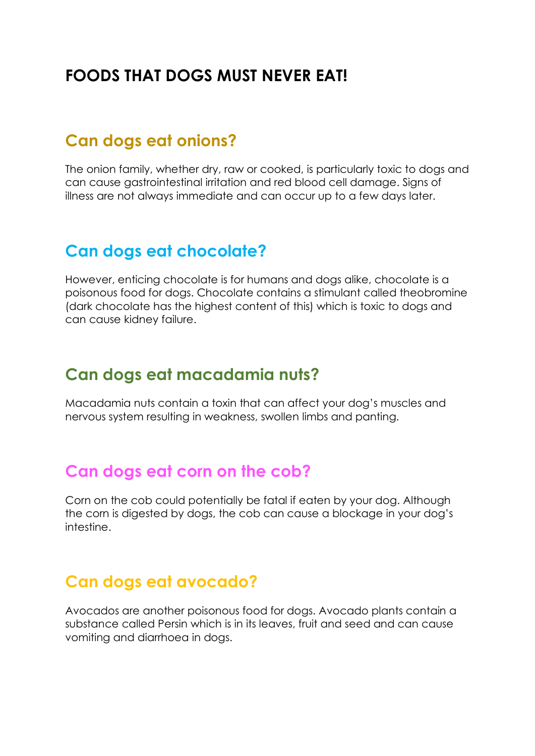# FOODS THAT DOGS MUST NEVER EAT!

## Can dogs eat onions?

The onion family, whether dry, raw or cooked, is particularly toxic to dogs and can cause gastrointestinal irritation and red blood cell damage. Signs of illness are not always immediate and can occur up to a few days later.

## Can dogs eat chocolate?

However, enticing chocolate is for humans and dogs alike, chocolate is a poisonous food for dogs. Chocolate contains a stimulant called theobromine (dark chocolate has the highest content of this) which is toxic to dogs and can cause kidney failure.

## Can dogs eat macadamia nuts?

Macadamia nuts contain a toxin that can affect your dog's muscles and nervous system resulting in weakness, swollen limbs and panting.

## Can dogs eat corn on the cob?

Corn on the cob could potentially be fatal if eaten by your dog. Although the corn is digested by dogs, the cob can cause a blockage in your dog's intestine.

## Can dogs eat avocado?

Avocados are another poisonous food for dogs. Avocado plants contain a substance called Persin which is in its leaves, fruit and seed and can cause vomiting and diarrhoea in dogs.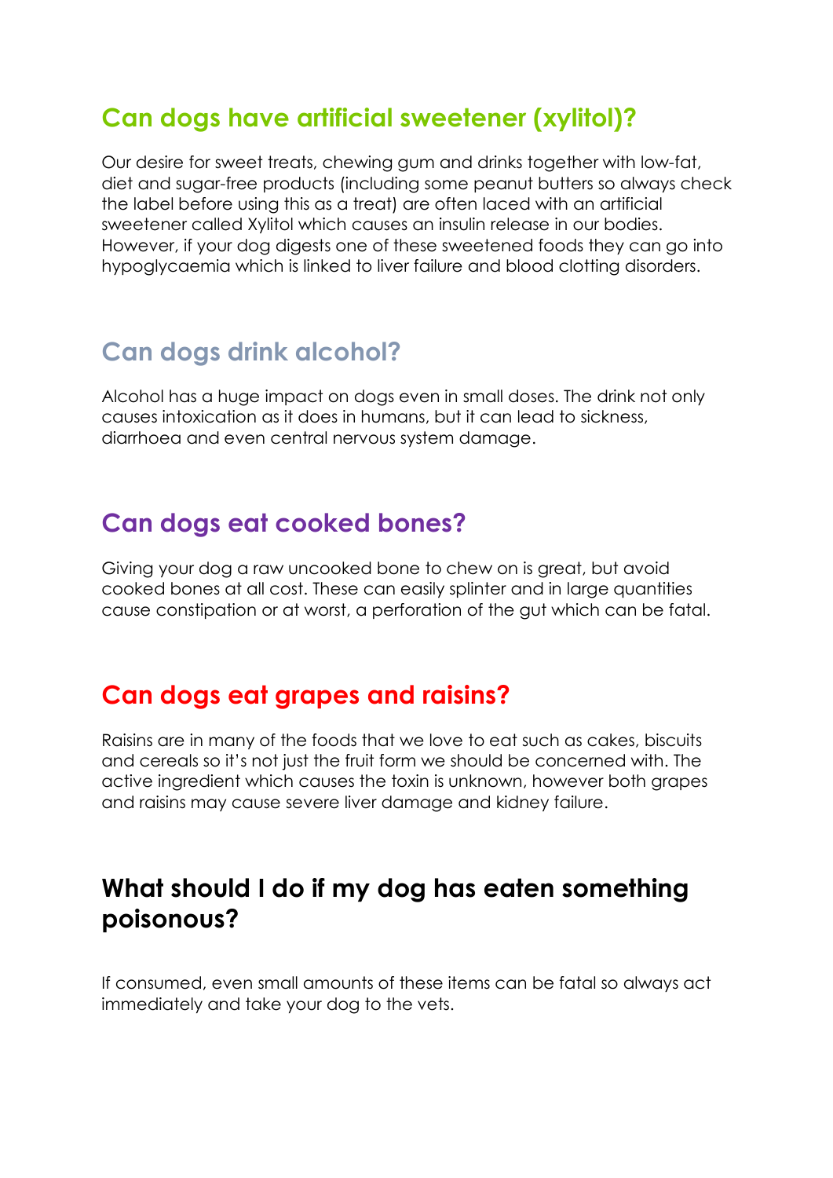## Can dogs have artificial sweetener (xylitol)?

Our desire for sweet treats, chewing gum and drinks together with low-fat, diet and sugar-free products (including some peanut butters so always check the label before using this as a treat) are often laced with an artificial sweetener called Xylitol which causes an insulin release in our bodies. However, if your dog digests one of these sweetened foods they can go into hypoglycaemia which is linked to liver failure and blood clotting disorders.

## Can dogs drink alcohol?

Alcohol has a huge impact on dogs even in small doses. The drink not only causes intoxication as it does in humans, but it can lead to sickness, diarrhoea and even central nervous system damage.

## Can dogs eat cooked bones?

Giving your dog a raw uncooked bone to chew on is great, but avoid cooked bones at all cost. These can easily splinter and in large quantities cause constipation or at worst, a perforation of the gut which can be fatal.

## Can dogs eat grapes and raisins?

Raisins are in many of the foods that we love to eat such as cakes, biscuits and cereals so it's not just the fruit form we should be concerned with. The active ingredient which causes the toxin is unknown, however both grapes and raisins may cause severe liver damage and kidney failure.

## What should I do if my dog has eaten something poisonous?

If consumed, even small amounts of these items can be fatal so always act immediately and take your dog to the vets.